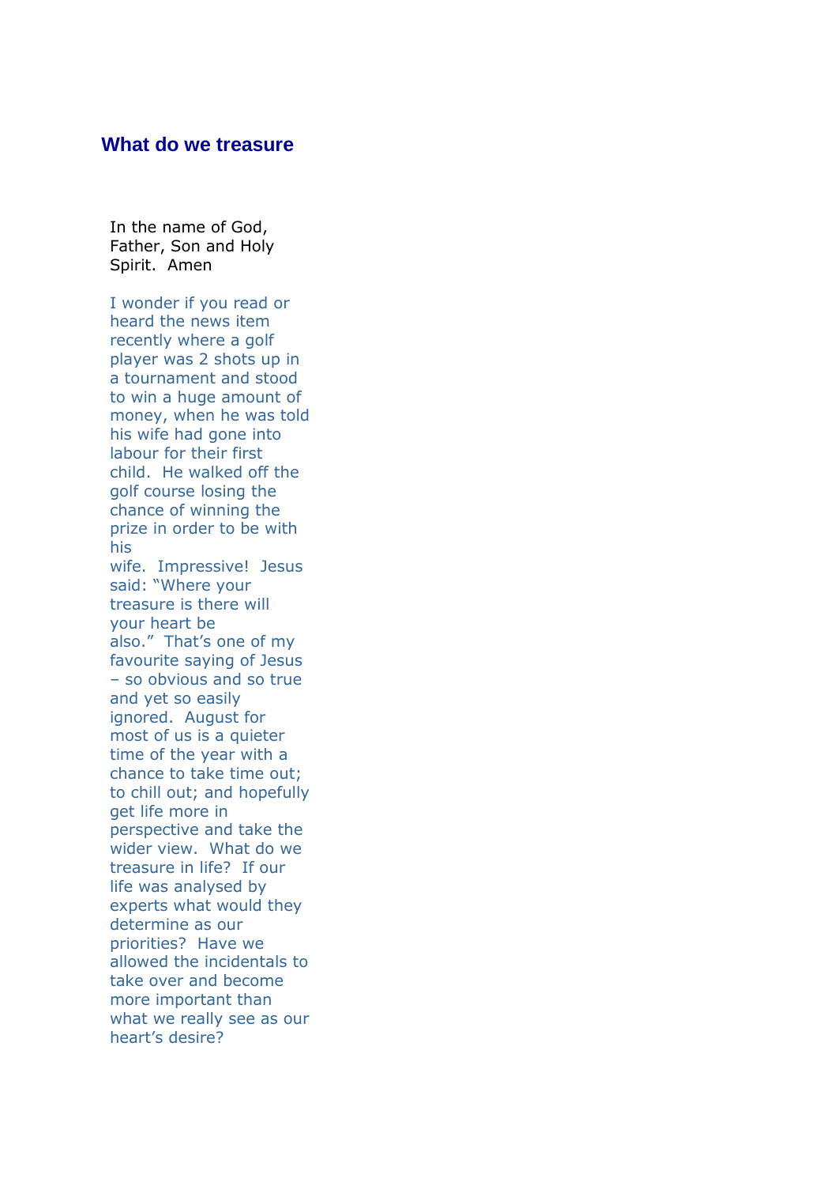# What do we treasure

In the name of God, Father, Son and Holy Spirit.  Amen

I wonder if you read or heard the news item recently where a golf player was 2 shots up in a tournament and stood to win a huge amount of money, when he was told his wife had gone into labour for their first child.  He walked off the golf course losing the chance of winning the prize in order to be with his wife.  Impressive!  Jesus said: "Where your treasure is there will your heart be also."  That's one of my favourite saying of Jesus – so obvious and so true and yet so easily ignored.  August for most of us is a quieter time of the year with a chance to take time out; to chill out; and hopefully get life more in perspective and take the wider view.  What do we treasure in life?  If our life was analysed by experts what would they determine as our priorities?  Have we allowed the incidentals to take over and become more important than what we really see as our heart's desire?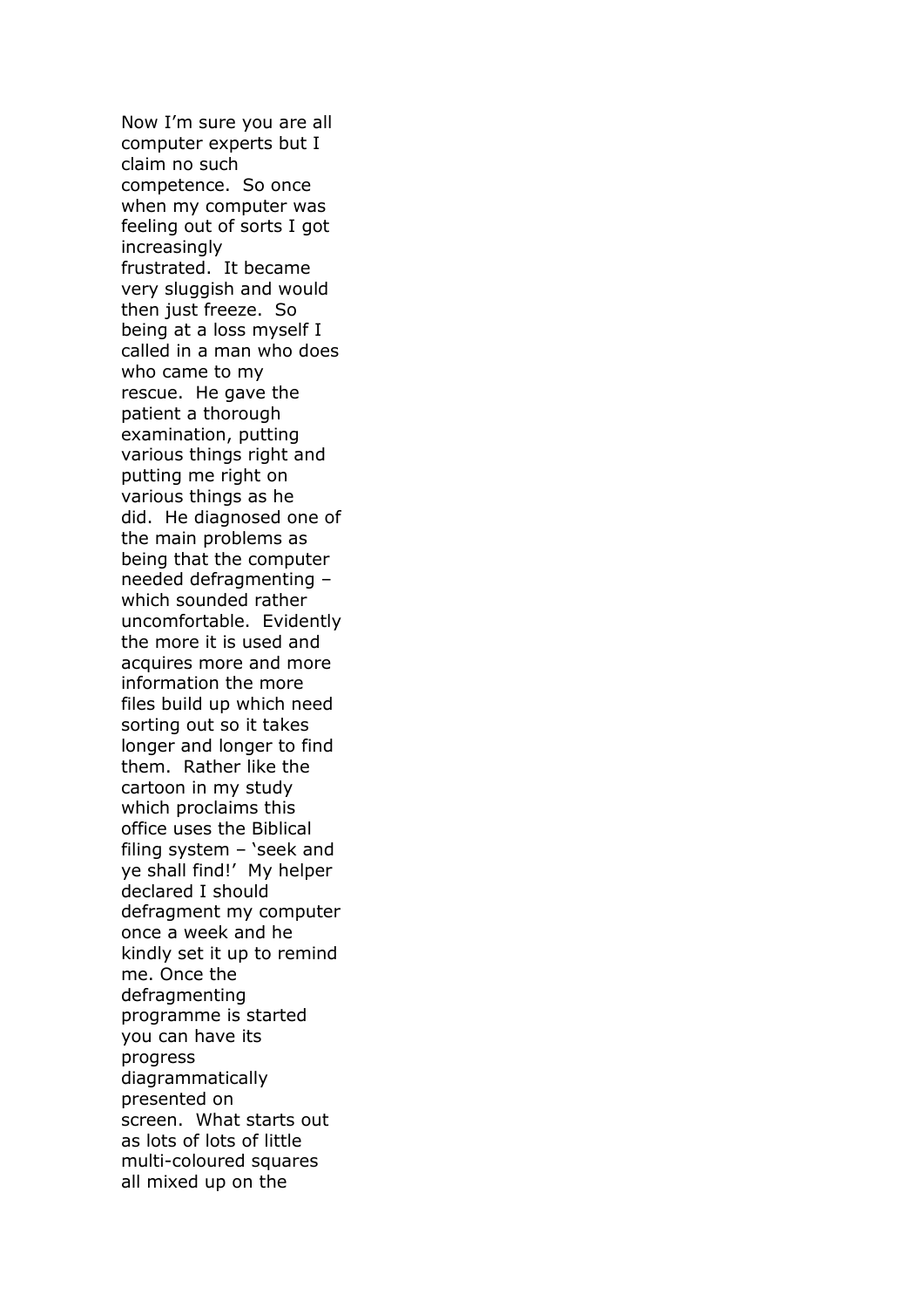Now I'm sure you are all computer experts but I claim no such competence. So once when my computer was feeling out of sorts I got increasingly frustrated. It became very sluggish and would then just freeze. So being at a loss myself I called in a man who does who came to my rescue. He gave the patient a thorough examination, putting various things right and putting me right on various things as he did. He diagnosed one of the main problems as being that the computer needed defragmenting – which sounded rather uncomfortable. Evidently the more it is used and acquires more and more information the more files build up which need sorting out so it takes longer and longer to find them. Rather like the cartoon in my study which proclaims this office uses the Biblical filing system – 'seek and ye shall find!' My helper declared I should defragment my computer once a week and he kindly set it up to remind me. Once the defragmenting programme is started you can have its progress diagrammatically presented on screen. What starts out as lots of lots of little multi-coloured squares all mixed up on the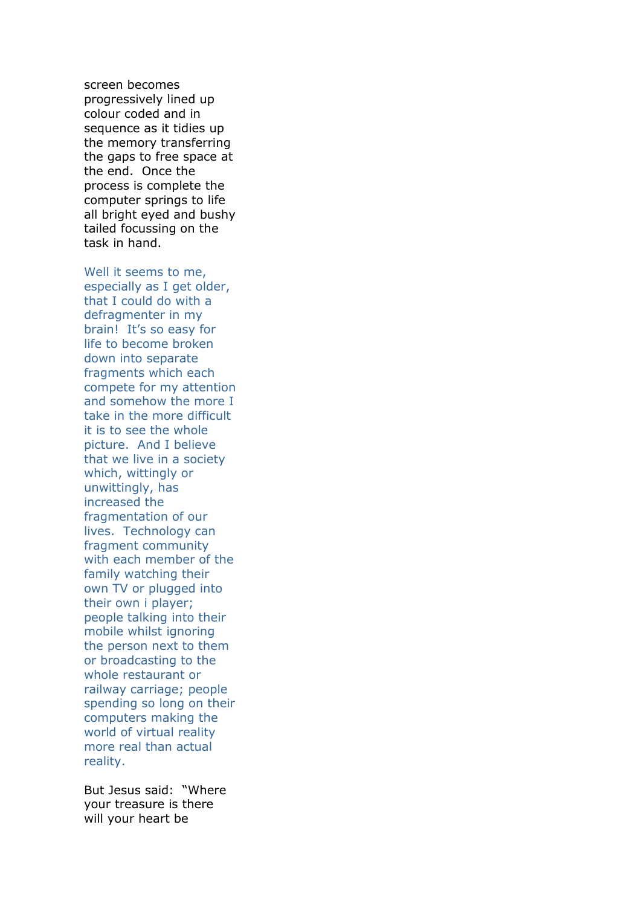screen becomes progressively lined up colour coded and in sequence as it tidies up the memory transferring the gaps to free space at the end. Once the process is complete the computer springs to life all bright eyed and bushy tailed focussing on the task in hand.

Well it seems to me, especially as I get older, that I could do with a defragmenter in my brain! It's so easy for life to become broken down into separate fragments which each compete for my attention and somehow the more I take in the more difficult it is to see the whole picture. And I believe that we live in a society which, wittingly or unwittingly, has increased the fragmentation of our lives. Technology can fragment community with each member of the family watching their own TV or plugged into their own i player; people talking into their mobile whilst ignoring the person next to them or broadcasting to the whole restaurant or railway carriage; people spending so long on their computers making the world of virtual reality more real than actual reality.

But Jesus said: "Where your treasure is there will your heart be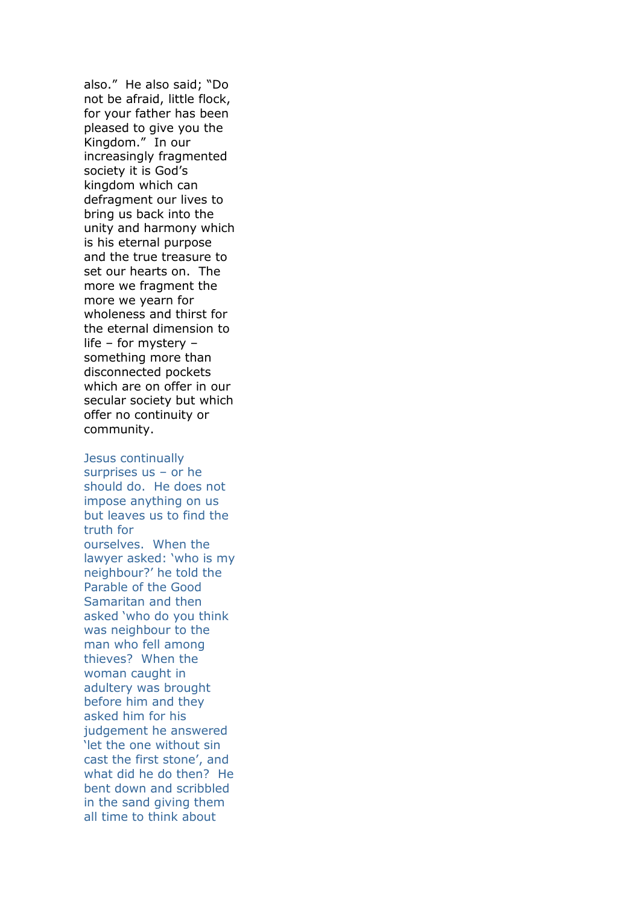also." He also said; "Do not be afraid, little flock, for your father has been pleased to give you the Kingdom." In our increasingly fragmented society it is God's kingdom which can defragment our lives to bring us back into the unity and harmony which is his eternal purpose and the true treasure to set our hearts on. The more we fragment the more we yearn for wholeness and thirst for the eternal dimension to life – for mystery – something more than disconnected pockets which are on offer in our secular society but which offer no continuity or community.

Jesus continually surprises us – or he should do. He does not impose anything on us but leaves us to find the truth for ourselves. When the lawyer asked: 'who is my neighbour?' he told the Parable of the Good Samaritan and then asked 'who do you think was neighbour to the man who fell among thieves? When the woman caught in adultery was brought before him and they asked him for his judgement he answered 'let the one without sin cast the first stone', and what did he do then? He bent down and scribbled in the sand giving them all time to think about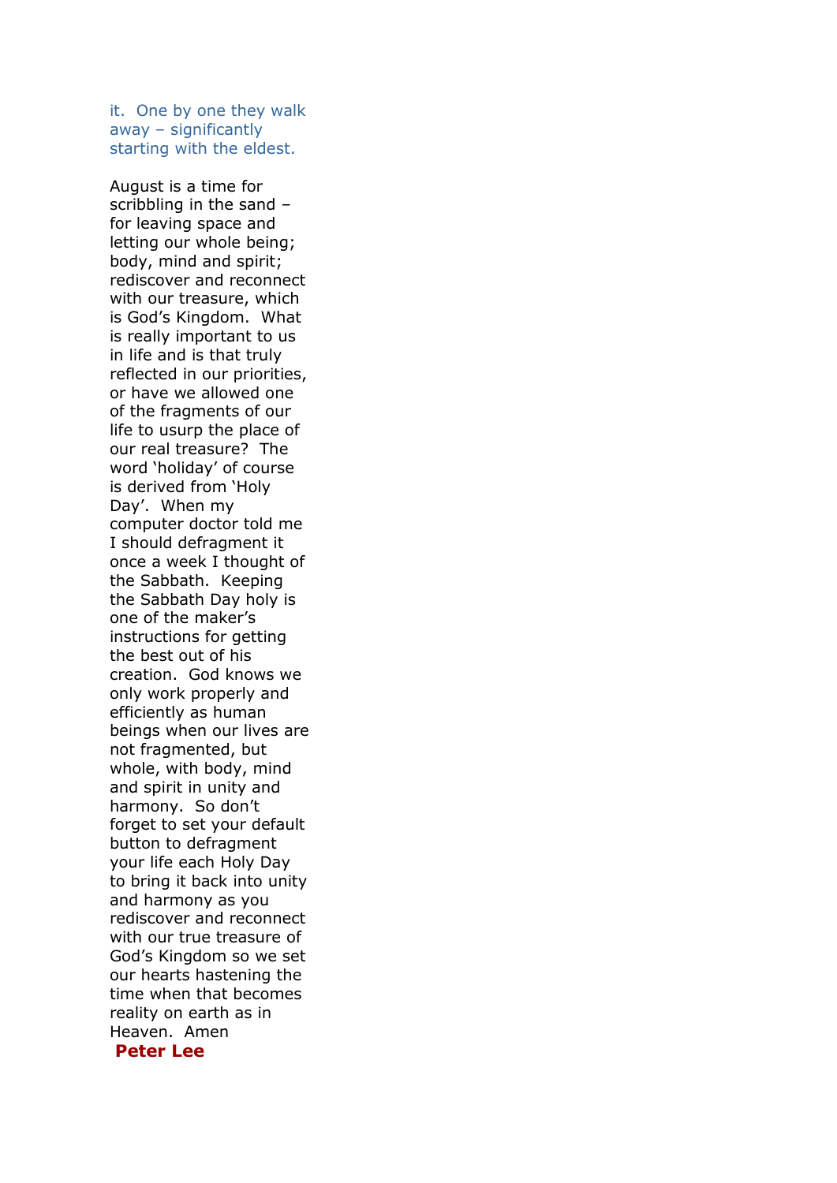it.  One by one they walk away – significantly starting with the eldest.

August is a time for scribbling in the sand – for leaving space and letting our whole being; body, mind and spirit; rediscover and reconnect with our treasure, which is God's Kingdom.  What is really important to us in life and is that truly reflected in our priorities, or have we allowed one of the fragments of our life to usurp the place of our real treasure?  The word 'holiday' of course is derived from 'Holy Day'.  When my computer doctor told me I should defragment it once a week I thought of the Sabbath.  Keeping the Sabbath Day holy is one of the maker's instructions for getting the best out of his creation.  God knows we only work properly and efficiently as human beings when our lives are not fragmented, but whole, with body, mind and spirit in unity and harmony.  So don't forget to set your default button to defragment your life each Holy Day to bring it back into unity and harmony as you rediscover and reconnect with our true treasure of God's Kingdom so we set our hearts hastening the time when that becomes reality on earth as in Heaven.  Amen

**Peter Lee**